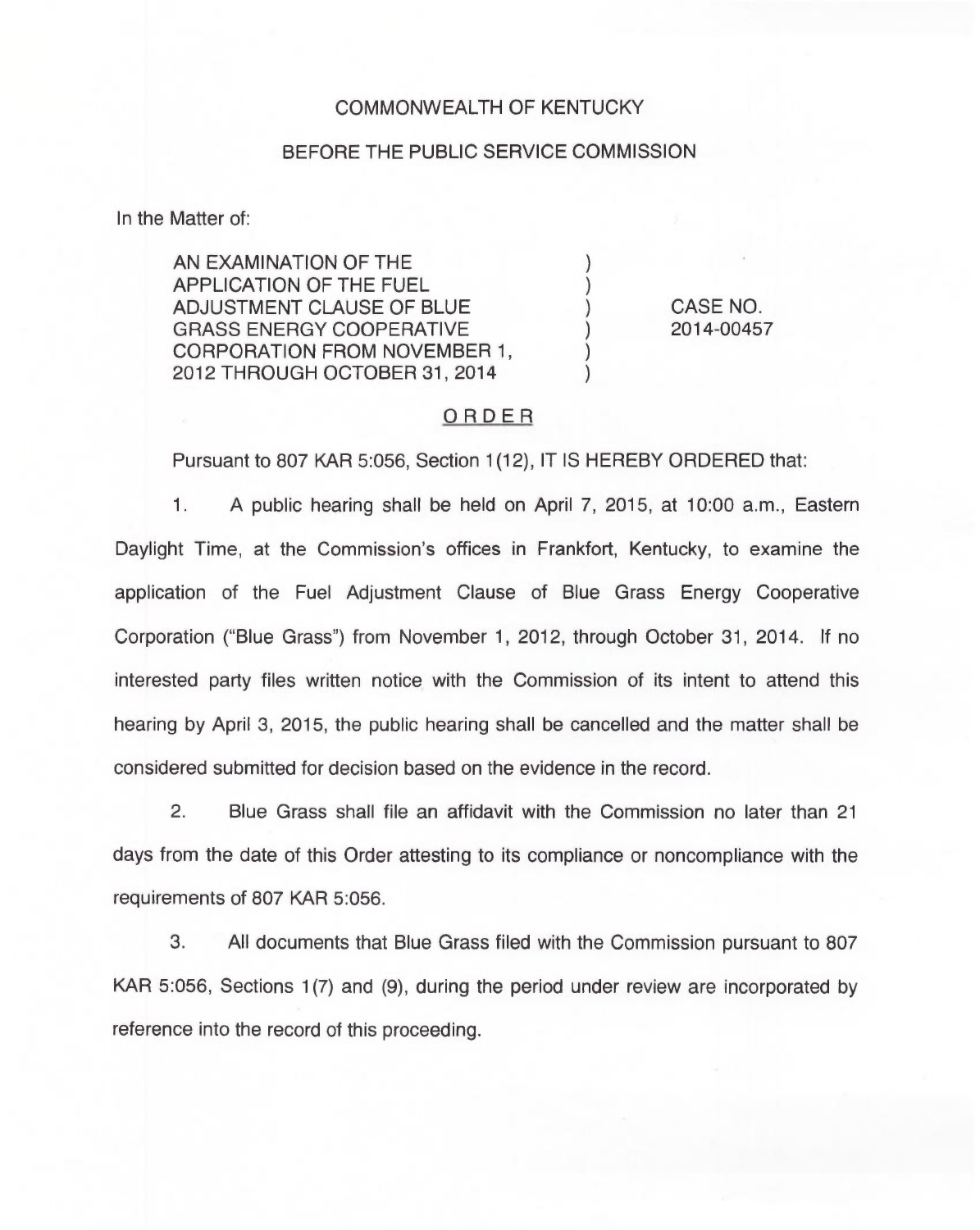COMMONWEALTH OF KENTUCKY

BEFORE THE PUBLIC SERVICE COMMISSION

In the Matter of:

| | | |
|---|---|---|
| AN EXAMINATION OF THE APPLICATION OF THE FUEL ADJUSTMENT CLAUSE OF BLUE GRASS ENERGY COOPERATIVE CORPORATION FROM NOVEMBER 1, 2012 THROUGH OCTOBER 31, 2014 | ) ) ) ) ) ) | CASE NO. 2014-00457 |

## ORDER

Pursuant to 807 KAR 5:056, Section 1(12), IT IS HEREBY ORDERED that:

1. A public hearing shall be held on April 7, 2015, at 10:00 a.m., Eastern Daylight Time, at the Commission's offices in Frankfort, Kentucky, to examine the application of the Fuel Adjustment Clause of Blue Grass Energy Cooperative Corporation ("Blue Grass") from November 1, 2012, through October 31, 2014. If no interested party files written notice with the Commission of its intent to attend this hearing by April 3, 2015, the public hearing shall be cancelled and the matter shall be considered submitted for decision based on the evidence in the record.

2. Blue Grass shall file an affidavit with the Commission no later than 21 days from the date of this Order attesting to its compliance or noncompliance with the requirements of 807 KAR 5:056.

3. All documents that Blue Grass filed with the Commission pursuant to 807 KAR 5:056, Sections 1(7) and (9), during the period under review are incorporated by reference into the record of this proceeding.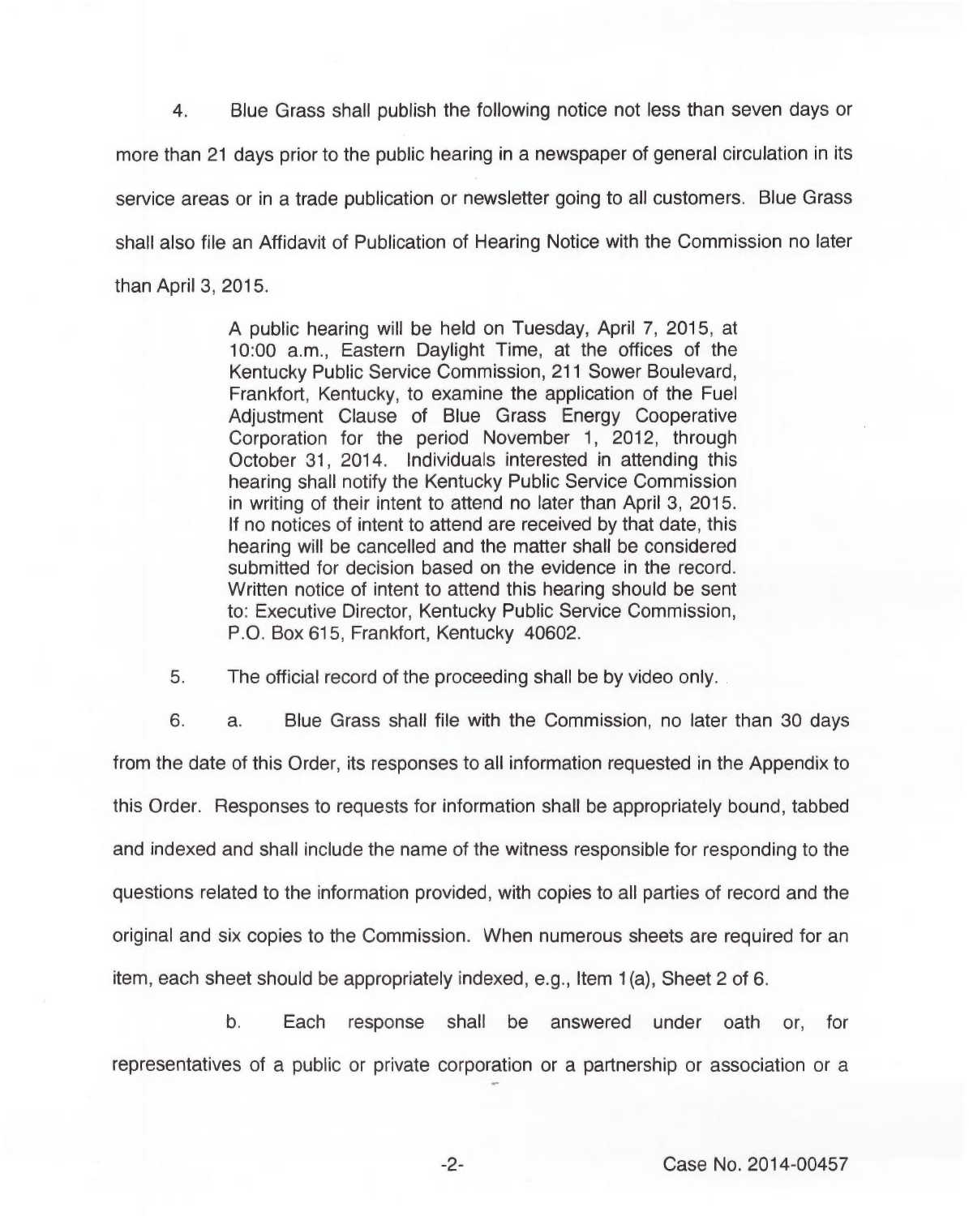4. Blue Grass shall publish the following notice not less than seven days or more than 21 days prior to the public hearing in a newspaper of general circulation in its service areas or in a trade publication or newsletter going to all customers. Blue Grass shall also file an Affidavit of Publication of Hearing Notice with the Commission no later than April 3, 2015.

> A public hearing will be held on Tuesday, April 7, 2015, at 10:00 a.m., Eastern Daylight Time, at the offices of the Kentucky Public Service Commission, 211 Sower Boulevard, Frankfort, Kentucky, to examine the application of the Fuel Adjustment Clause of Blue Grass Energy Cooperative Corporation for the period November 1, 2012, through October 31, 2014. Individuals interested in attending this hearing shall notify the Kentucky Public Service Commission in writing of their intent to attend no later than April 3, 2015. If no notices of intent to attend are received by that date, this hearing will be cancelled and the matter shall be considered submitted for decision based on the evidence in the record. Written notice of intent to attend this hearing should be sent to: Executive Director, Kentucky Public Service Commission, P.O. Box 615, Frankfort, Kentucky 40602.

5. The official record of the proceeding shall be by video only.

6. a. Blue Grass shall file with the Commission, no later than 30 days from the date of this Order, its responses to all information requested in the Appendix to this Order. Responses to requests for information shall be appropriately bound, tabbed and indexed and shall include the name of the witness responsible for responding to the questions related to the information provided, with copies to all parties of record and the original and six copies to the Commission. When numerous sheets are required for an item, each sheet should be appropriately indexed, e.g., Item 1(a), Sheet 2 of 6.

b. Each response shall be answered under oath or, for representatives of a public or private corporation or a partnership or association or a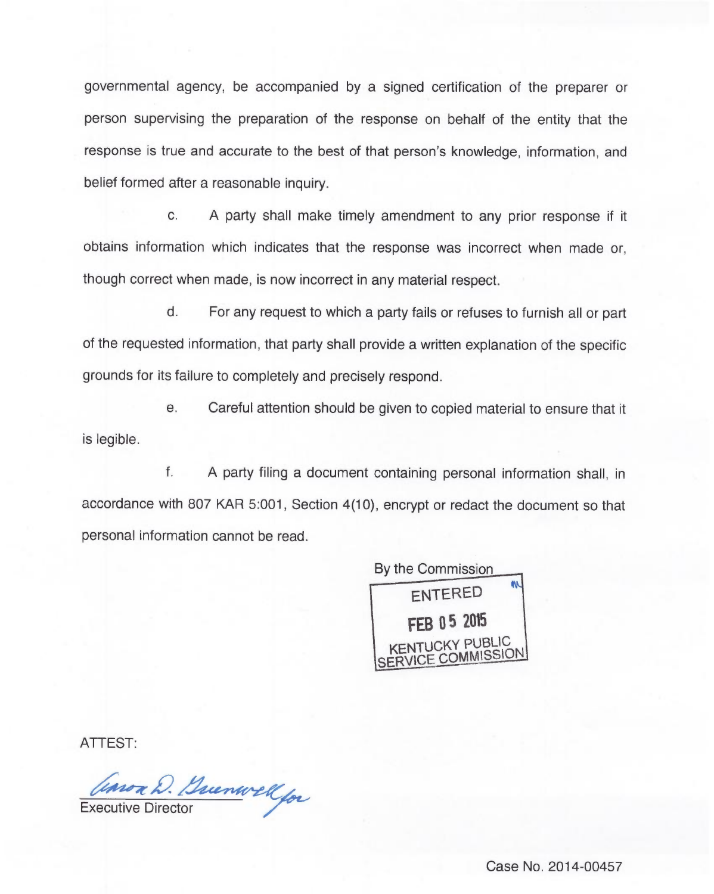governmental agency, be accompanied by a signed certification of the preparer or person supervising the preparation of the response on behalf of the entity that the response is true and accurate to the best of that person's knowledge, information, and belief formed after a reasonable inquiry.

c. A party shall make timely amendment to any prior response if it obtains information which indicates that the response was incorrect when made or, though correct when made, is now incorrect in any material respect.

d. For any request to which a party fails or refuses to furnish all or part of the requested information, that party shall provide a written explanation of the specific grounds for its failure to completely and precisely respond.

e. Careful attention should be given to copied material to ensure that it is legible.

f. A party filing a document containing personal information shall, in accordance with 807 KAR 5:001, Section 4(10), encrypt or redact the document so that personal information cannot be read.

By the Commission

ENTERED
FEB 05 2015
KENTUCKY PUBLIC SERVICE COMMISSION

ATTEST:

Aaron D. Greenwell for
Executive Director

Case No. 2014-00457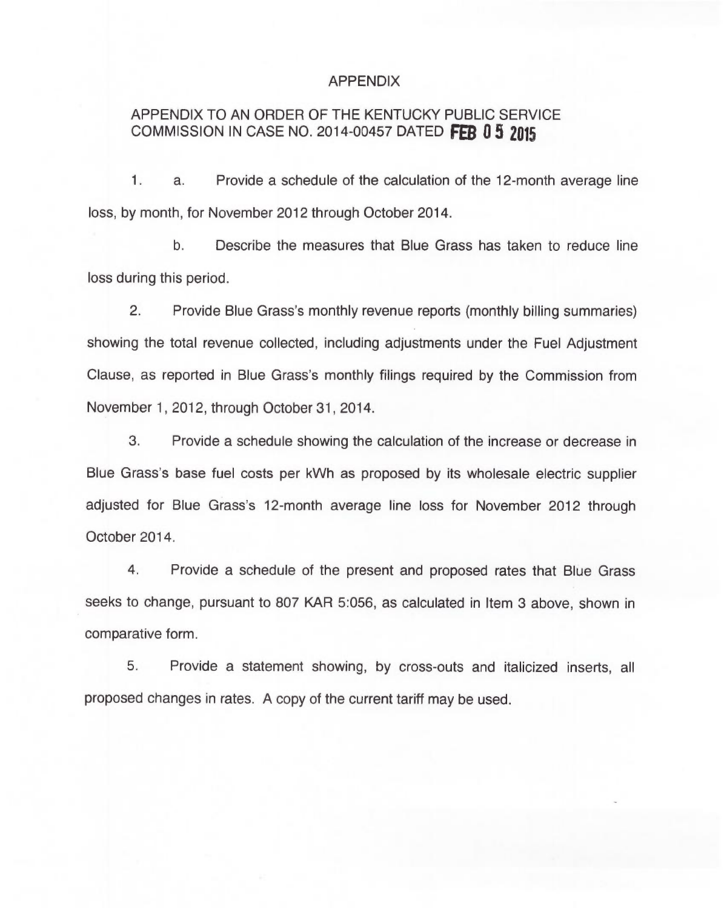# APPENDIX

## APPENDIX TO AN ORDER OF THE KENTUCKY PUBLIC SERVICE COMMISSION IN CASE NO. 2014-00457 DATED FEB 05 2015

1. a. Provide a schedule of the calculation of the 12-month average line loss, by month, for November 2012 through October 2014.

   b. Describe the measures that Blue Grass has taken to reduce line loss during this period.

2. Provide Blue Grass's monthly revenue reports (monthly billing summaries) showing the total revenue collected, including adjustments under the Fuel Adjustment Clause, as reported in Blue Grass's monthly filings required by the Commission from November 1, 2012, through October 31, 2014.

3. Provide a schedule showing the calculation of the increase or decrease in Blue Grass's base fuel costs per kWh as proposed by its wholesale electric supplier adjusted for Blue Grass's 12-month average line loss for November 2012 through October 2014.

4. Provide a schedule of the present and proposed rates that Blue Grass seeks to change, pursuant to 807 KAR 5:056, as calculated in Item 3 above, shown in comparative form.

5. Provide a statement showing, by cross-outs and italicized inserts, all proposed changes in rates. A copy of the current tariff may be used.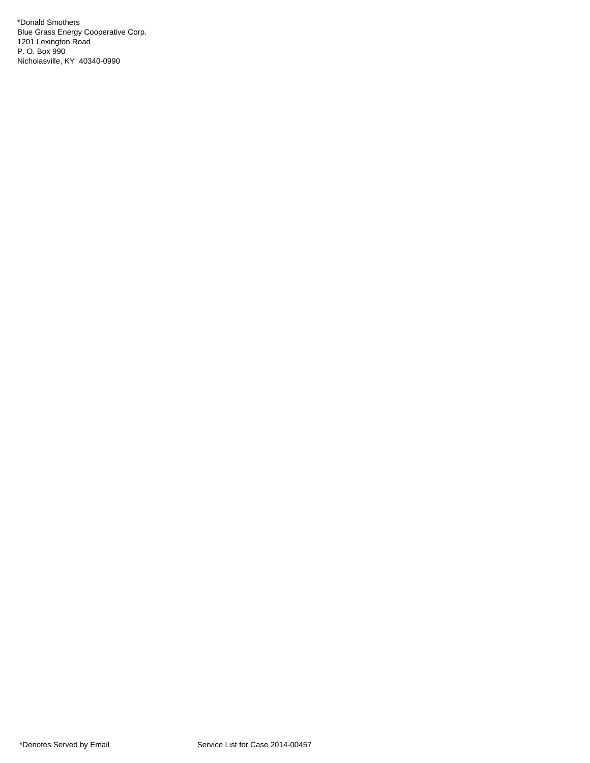*Donald Smothers
Blue Grass Energy Cooperative Corp.
1201 Lexington Road
P. O. Box 990
Nicholasville, KY 40340-0990